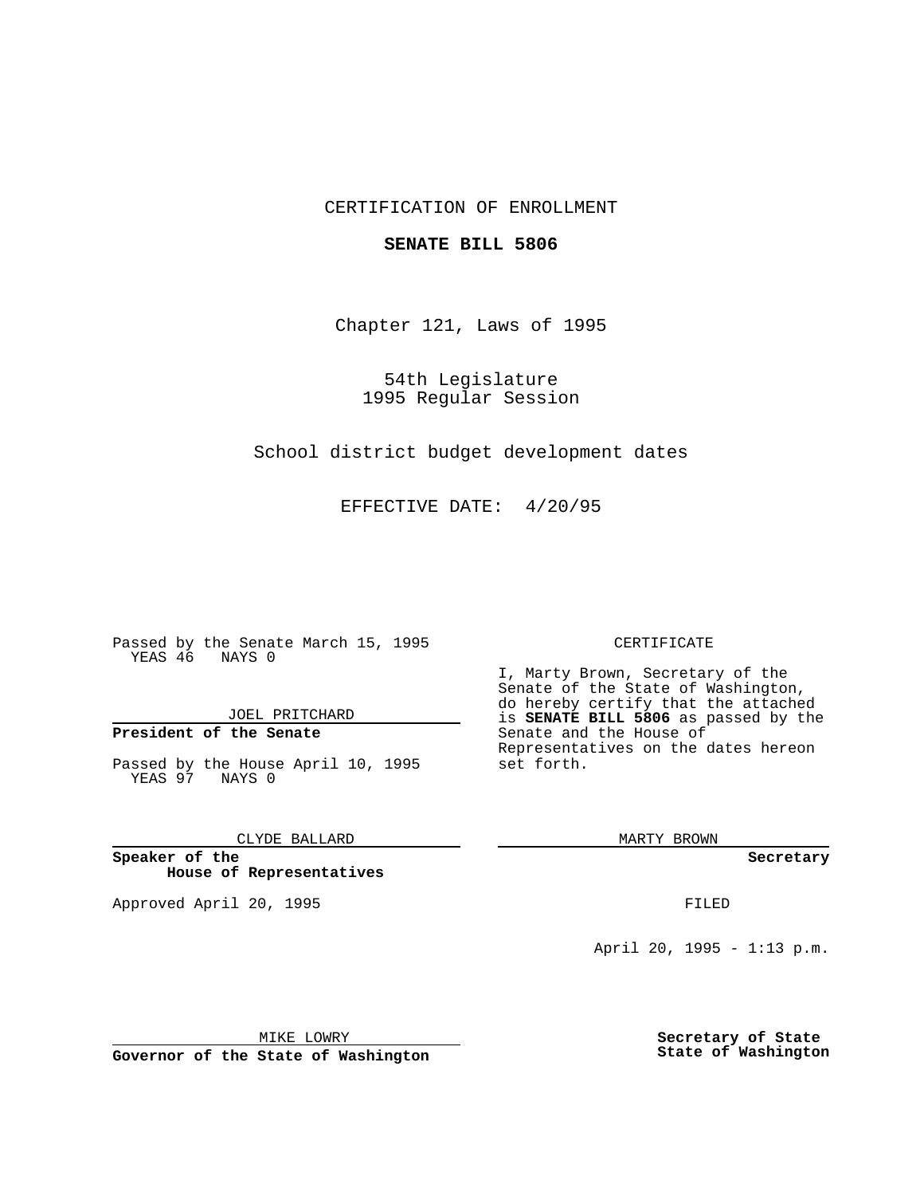CERTIFICATION OF ENROLLMENT

**SENATE BILL 5806**

Chapter 121, Laws of 1995

54th Legislature
1995 Regular Session

School district budget development dates

EFFECTIVE DATE: 4/20/95

Passed by the Senate March 15, 1995
YEAS 46 NAYS 0

JOEL PRITCHARD

**President of the Senate**

Passed by the House April 10, 1995
YEAS 97 NAYS 0

CLYDE BALLARD

**Speaker of the House of Representatives**

Approved April 20, 1995

MIKE LOWRY

**Governor of the State of Washington**

CERTIFICATE

I, Marty Brown, Secretary of the Senate of the State of Washington, do hereby certify that the attached is **SENATE BILL 5806** as passed by the Senate and the House of Representatives on the dates hereon set forth.

MARTY BROWN

**Secretary**

FILED

April 20, 1995 - 1:13 p.m.

**Secretary of State**
**State of Washington**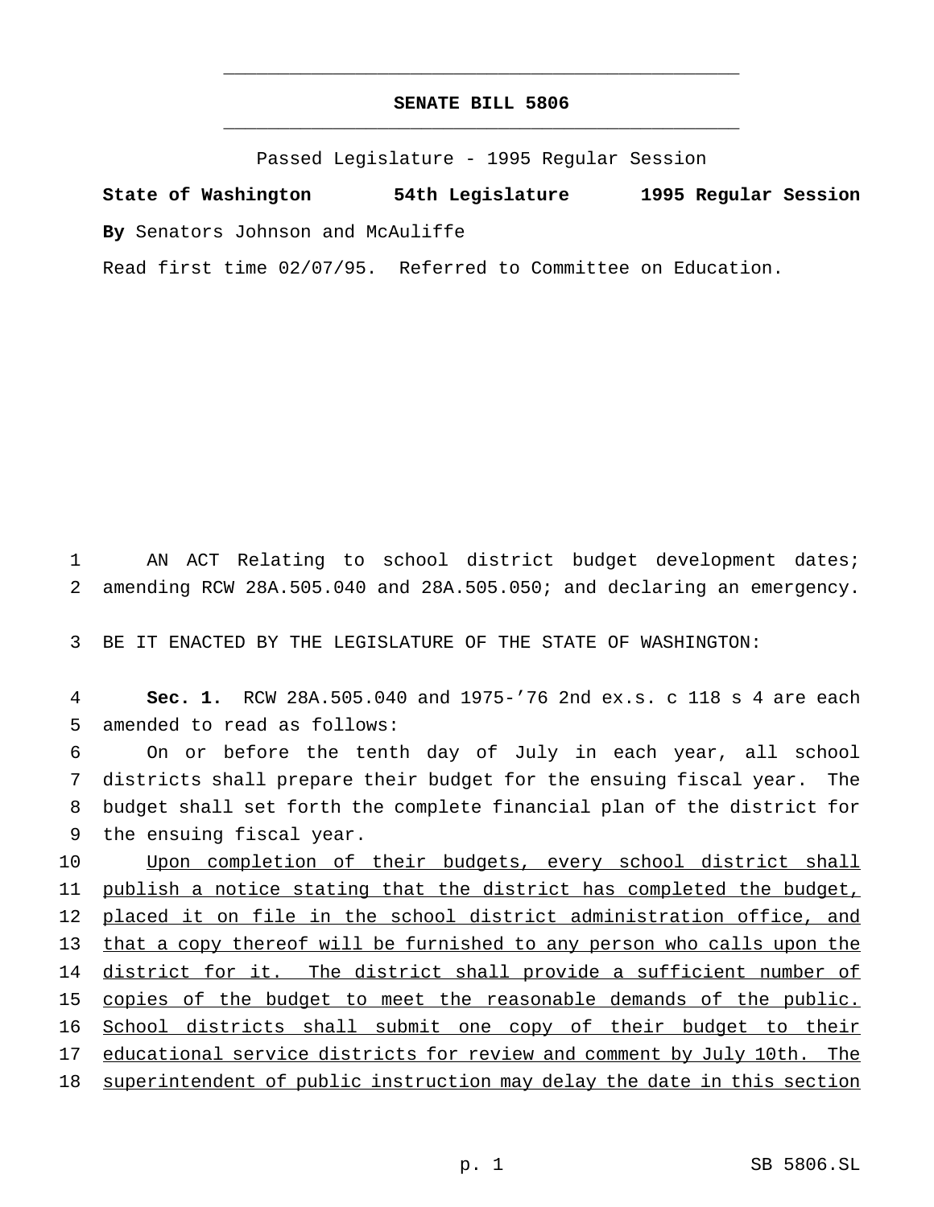# SENATE BILL 5806

Passed Legislature - 1995 Regular Session

**State of Washington 54th Legislature 1995 Regular Session**

**By** Senators Johnson and McAuliffe

Read first time 02/07/95. Referred to Committee on Education.

AN ACT Relating to school district budget development dates; amending RCW 28A.505.040 and 28A.505.050; and declaring an emergency.

BE IT ENACTED BY THE LEGISLATURE OF THE STATE OF WASHINGTON:

**Sec. 1.** RCW 28A.505.040 and 1975-'76 2nd ex.s. c 118 s 4 are each amended to read as follows:

On or before the tenth day of July in each year, all school districts shall prepare their budget for the ensuing fiscal year. The budget shall set forth the complete financial plan of the district for the ensuing fiscal year.

Upon completion of their budgets, every school district shall publish a notice stating that the district has completed the budget, placed it on file in the school district administration office, and that a copy thereof will be furnished to any person who calls upon the district for it. The district shall provide a sufficient number of copies of the budget to meet the reasonable demands of the public. School districts shall submit one copy of their budget to their educational service districts for review and comment by July 10th. The superintendent of public instruction may delay the date in this section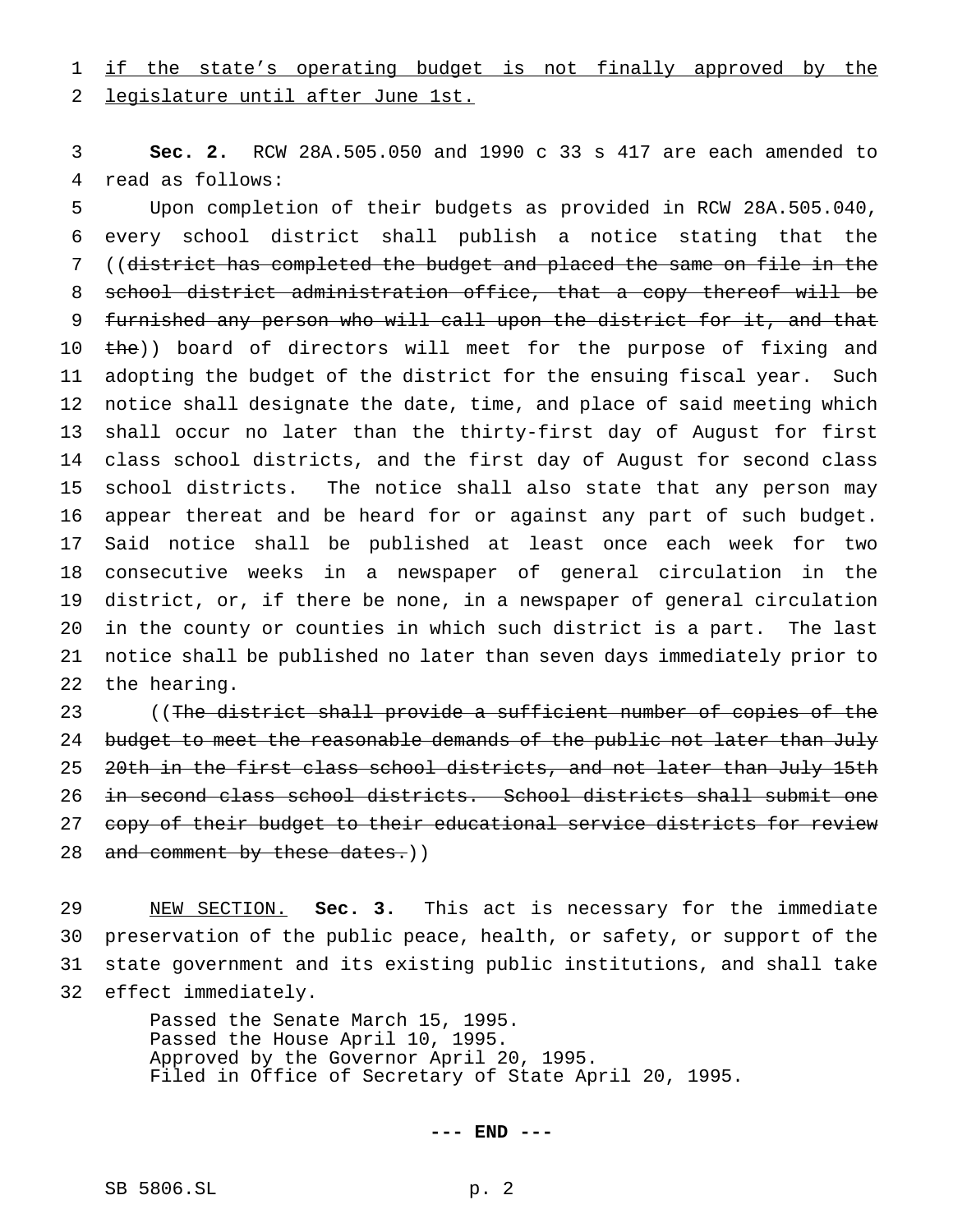if the state's operating budget is not finally approved by the legislature until after June 1st.

**Sec. 2.** RCW 28A.505.050 and 1990 c 33 s 417 are each amended to read as follows:

Upon completion of their budgets as provided in RCW 28A.505.040, every school district shall publish a notice stating that the ((~~district has completed the budget and placed the same on file in the school district administration office, that a copy thereof will be furnished any person who will call upon the district for it, and that the~~)) board of directors will meet for the purpose of fixing and adopting the budget of the district for the ensuing fiscal year. Such notice shall designate the date, time, and place of said meeting which shall occur no later than the thirty-first day of August for first class school districts, and the first day of August for second class school districts. The notice shall also state that any person may appear thereat and be heard for or against any part of such budget. Said notice shall be published at least once each week for two consecutive weeks in a newspaper of general circulation in the district, or, if there be none, in a newspaper of general circulation in the county or counties in which such district is a part. The last notice shall be published no later than seven days immediately prior to the hearing.

((~~The district shall provide a sufficient number of copies of the budget to meet the reasonable demands of the public not later than July 20th in the first class school districts, and not later than July 15th in second class school districts. School districts shall submit one copy of their budget to their educational service districts for review and comment by these dates.~~))

NEW SECTION. **Sec. 3.** This act is necessary for the immediate preservation of the public peace, health, or safety, or support of the state government and its existing public institutions, and shall take effect immediately.

Passed the Senate March 15, 1995.
Passed the House April 10, 1995.
Approved by the Governor April 20, 1995.
Filed in Office of Secretary of State April 20, 1995.

**--- END ---**